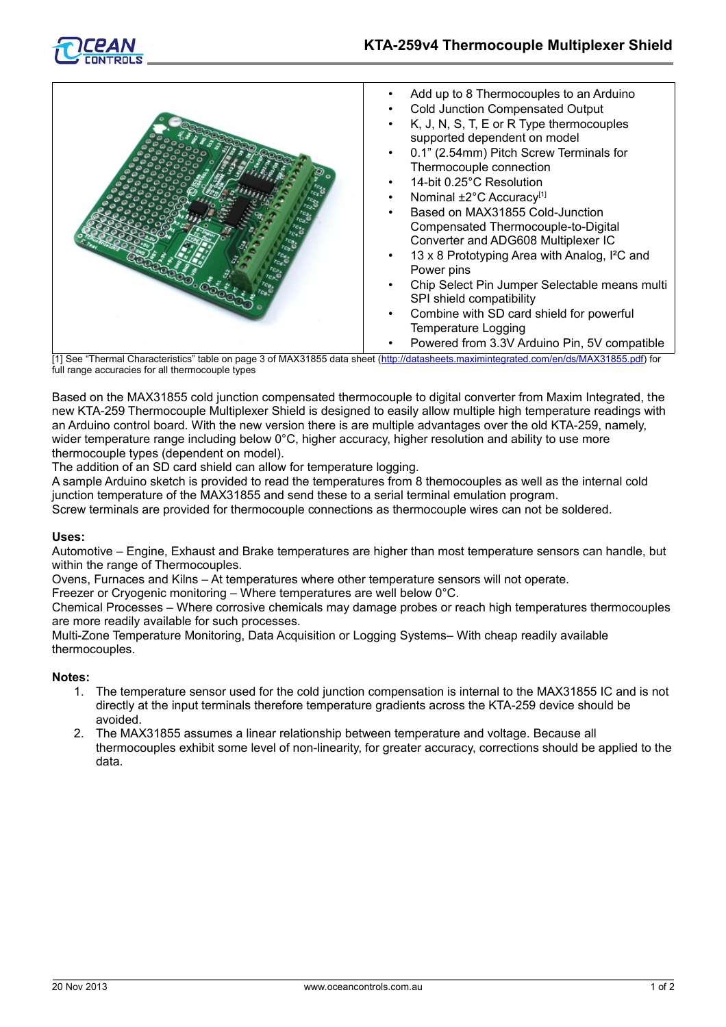# KTA-259v4 Thermocouple Multiplexer Shield

- Add up to 8 Thermocouples to an Arduino
- Cold Junction Compensated Output
- K, J, N, S, T, E or R Type thermocouples supported dependent on model
- 0.1" (2.54mm) Pitch Screw Terminals for Thermocouple connection
- 14-bit 0.25°C Resolution
- Nominal ±2°C Accuracy[1]
- Based on MAX31855 Cold-Junction Compensated Thermocouple-to-Digital Converter and ADG608 Multiplexer IC
- 13 x 8 Prototyping Area with Analog, I²C and Power pins
- Chip Select Pin Jumper Selectable means multi SPI shield compatibility
- Combine with SD card shield for powerful Temperature Logging
- Powered from 3.3V Arduino Pin, 5V compatible

[1] See "Thermal Characteristics" table on page 3 of MAX31855 data sheet (http://datasheets.maximintegrated.com/en/ds/MAX31855.pdf) for full range accuracies for all thermocouple types

Based on the MAX31855 cold junction compensated thermocouple to digital converter from Maxim Integrated, the new KTA-259 Thermocouple Multiplexer Shield is designed to easily allow multiple high temperature readings with an Arduino control board. With the new version there is are multiple advantages over the old KTA-259, namely, wider temperature range including below 0°C, higher accuracy, higher resolution and ability to use more thermocouple types (dependent on model).
The addition of an SD card shield can allow for temperature logging.
A sample Arduino sketch is provided to read the temperatures from 8 themocouples as well as the internal cold junction temperature of the MAX31855 and send these to a serial terminal emulation program.
Screw terminals are provided for thermocouple connections as thermocouple wires can not be soldered.

**Uses:**

Automotive – Engine, Exhaust and Brake temperatures are higher than most temperature sensors can handle, but within the range of Thermocouples.
Ovens, Furnaces and Kilns – At temperatures where other temperature sensors will not operate.
Freezer or Cryogenic monitoring – Where temperatures are well below 0°C.
Chemical Processes – Where corrosive chemicals may damage probes or reach high temperatures thermocouples are more readily available for such processes.
Multi-Zone Temperature Monitoring, Data Acquisition or Logging Systems– With cheap readily available thermocouples.

**Notes:**

1. The temperature sensor used for the cold junction compensation is internal to the MAX31855 IC and is not directly at the input terminals therefore temperature gradients across the KTA-259 device should be avoided.
2. The MAX31855 assumes a linear relationship between temperature and voltage. Because all thermocouples exhibit some level of non-linearity, for greater accuracy, corrections should be applied to the data.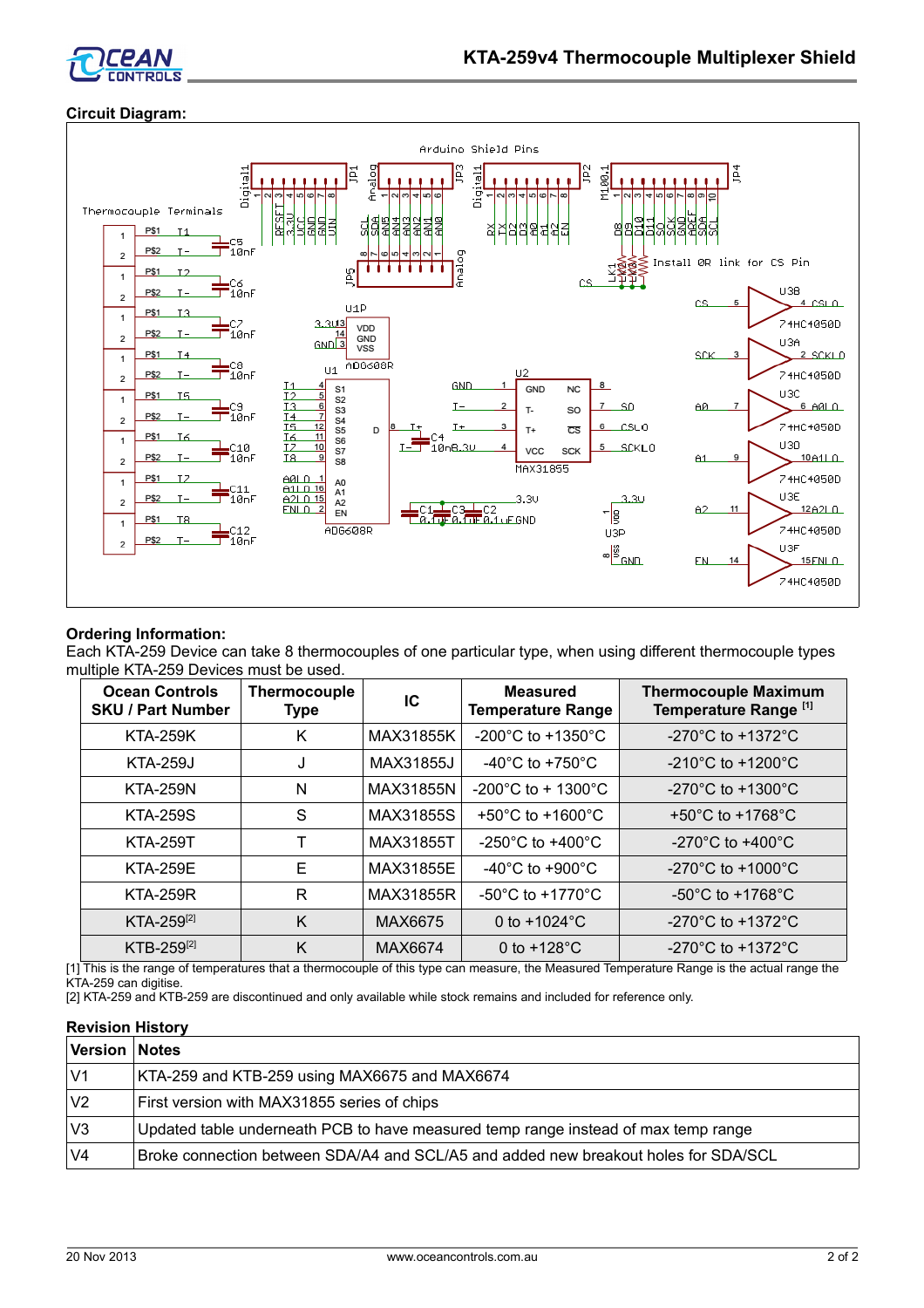### Circuit Diagram:

Arduino Shield Pins

Thermocouple Terminals

### Ordering Information:

Each KTA-259 Device can take 8 thermocouples of one particular type, when using different thermocouple types multiple KTA-259 Devices must be used.

| Ocean Controls SKU / Part Number | Thermocouple Type | IC | Measured Temperature Range | Thermocouple Maximum Temperature Range [1] |
|---|---|---|---|---|
| KTA-259K | K | MAX31855K | -200°C to +1350°C | -270°C to +1372°C |
| KTA-259J | J | MAX31855J | -40°C to +750°C | -210°C to +1200°C |
| KTA-259N | N | MAX31855N | -200°C to + 1300°C | -270°C to +1300°C |
| KTA-259S | S | MAX31855S | +50°C to +1600°C | +50°C to +1768°C |
| KTA-259T | T | MAX31855T | -250°C to +400°C | -270°C to +400°C |
| KTA-259E | E | MAX31855E | -40°C to +900°C | -270°C to +1000°C |
| KTA-259R | R | MAX31855R | -50°C to +1770°C | -50°C to +1768°C |
| KTA-259[2] | K | MAX6675 | 0 to +1024°C | -270°C to +1372°C |
| KTB-259[2] | K | MAX6674 | 0 to +128°C | -270°C to +1372°C |

[1] This is the range of temperatures that a thermocouple of this type can measure, the Measured Temperature Range is the actual range the KTA-259 can digitise.
[2] KTA-259 and KTB-259 are discontinued and only available while stock remains and included for reference only.

### Revision History

| Version | Notes |
|---|---|
| V1 | KTA-259 and KTB-259 using MAX6675 and MAX6674 |
| V2 | First version with MAX31855 series of chips |
| V3 | Updated table underneath PCB to have measured temp range instead of max temp range |
| V4 | Broke connection between SDA/A4 and SCL/A5 and added new breakout holes for SDA/SCL |

20 Nov 2013 www.oceancontrols.com.au